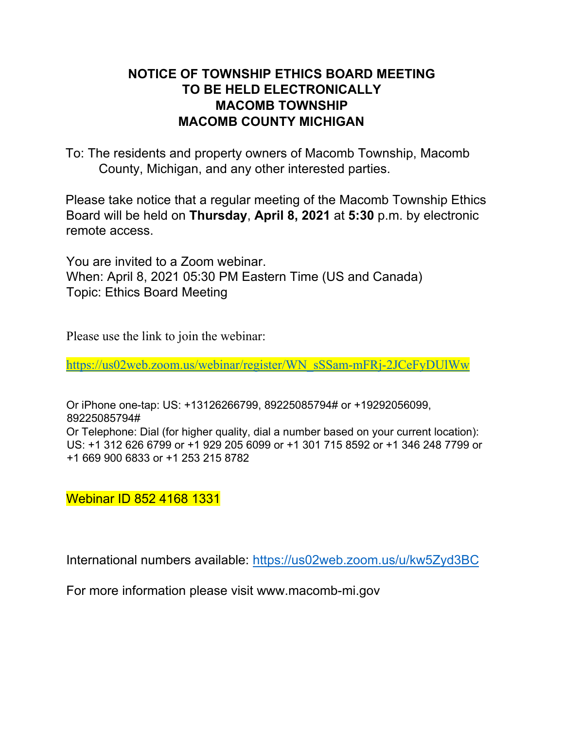# NOTICE OF TOWNSHIP ETHICS BOARD MEETING TO BE HELD ELECTRONICALLY MACOMB TOWNSHIP MACOMB COUNTY MICHIGAN

To: The residents and property owners of Macomb Township, Macomb County, Michigan, and any other interested parties.

Please take notice that a regular meeting of the Macomb Township Ethics Board will be held on **Thursday**, **April 8, 2021** at **5:30** p.m. by electronic remote access.

You are invited to a Zoom webinar.
When: April 8, 2021 05:30 PM Eastern Time (US and Canada)
Topic: Ethics Board Meeting

Please use the link to join the webinar:

https://us02web.zoom.us/webinar/register/WN_sSSam-mFRj-2JCeFyDUlWw

Or iPhone one-tap: US: +13126266799, 89225085794# or +19292056099, 89225085794#
Or Telephone: Dial (for higher quality, dial a number based on your current location):
US: +1 312 626 6799 or +1 929 205 6099 or +1 301 715 8592 or +1 346 248 7799 or +1 669 900 6833 or +1 253 215 8782

Webinar ID 852 4168 1331

International numbers available: https://us02web.zoom.us/u/kw5Zyd3BC

For more information please visit www.macomb-mi.gov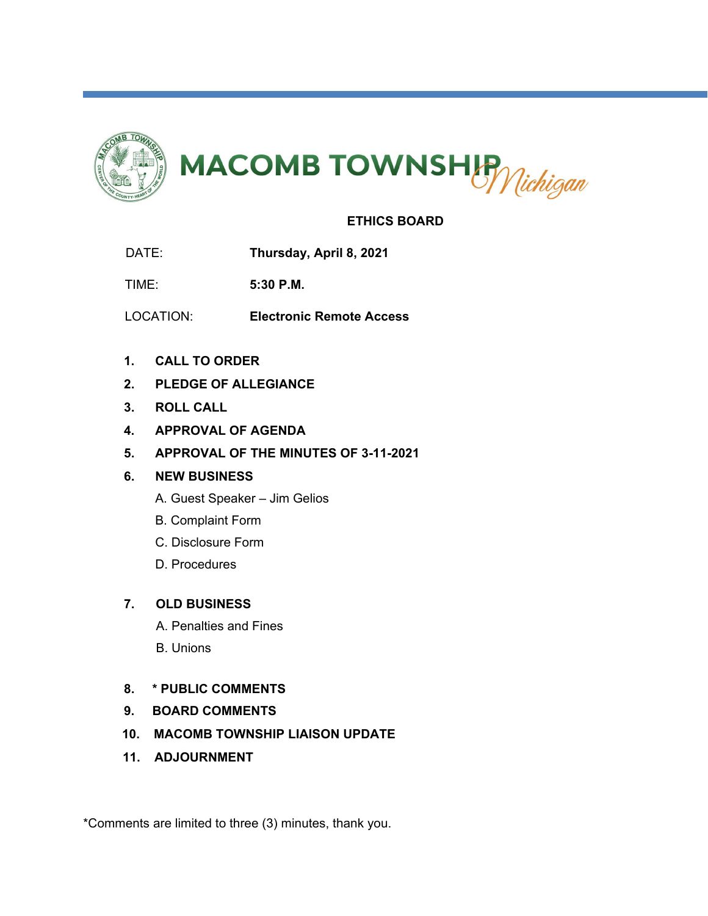# MACOMB TOWNSHIP *Michigan*

## ETHICS BOARD

| | |
|---|---|
| DATE: | **Thursday, April 8, 2021** |
| TIME: | **5:30 P.M.** |
| LOCATION: | **Electronic Remote Access** |

1. **CALL TO ORDER**
2. **PLEDGE OF ALLEGIANCE**
3. **ROLL CALL**
4. **APPROVAL OF AGENDA**
5. **APPROVAL OF THE MINUTES OF 3-11-2021**
6. **NEW BUSINESS**
   - A. Guest Speaker – Jim Gelios
   - B. Complaint Form
   - C. Disclosure Form
   - D. Procedures
7. **OLD BUSINESS**
   - A. Penalties and Fines
   - B. Unions
8. *** PUBLIC COMMENTS**
9. **BOARD COMMENTS**
10. **MACOMB TOWNSHIP LIAISON UPDATE**
11. **ADJOURNMENT**

*Comments are limited to three (3) minutes, thank you.